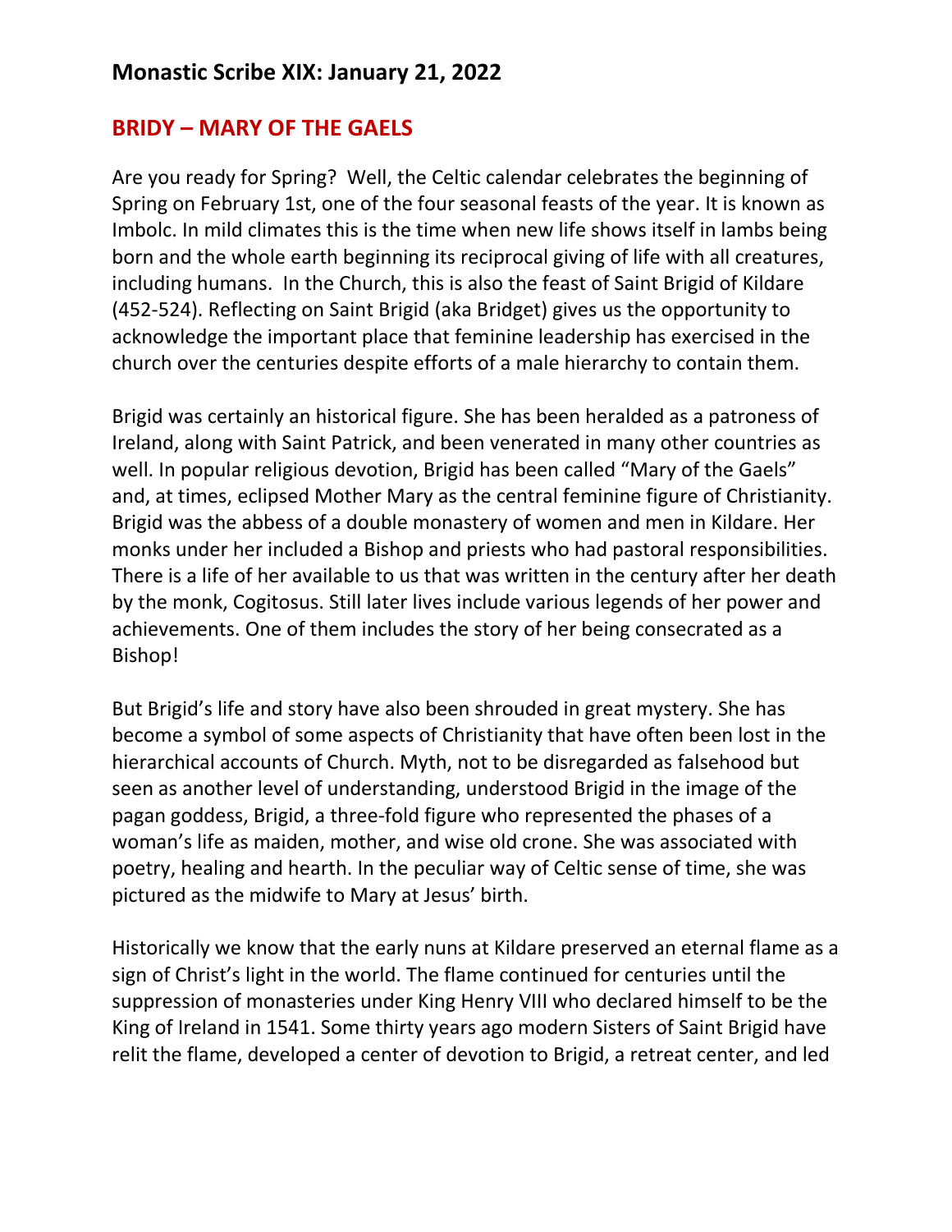## Monastic Scribe XIX: January 21, 2022

## BRIDY – MARY OF THE GAELS

Are you ready for Spring? Well, the Celtic calendar celebrates the beginning of Spring on February 1st, one of the four seasonal feasts of the year. It is known as Imbolc. In mild climates this is the time when new life shows itself in lambs being born and the whole earth beginning its reciprocal giving of life with all creatures, including humans. In the Church, this is also the feast of Saint Brigid of Kildare (452-524). Reflecting on Saint Brigid (aka Bridget) gives us the opportunity to acknowledge the important place that feminine leadership has exercised in the church over the centuries despite efforts of a male hierarchy to contain them.

Brigid was certainly an historical figure. She has been heralded as a patroness of Ireland, along with Saint Patrick, and been venerated in many other countries as well. In popular religious devotion, Brigid has been called "Mary of the Gaels" and, at times, eclipsed Mother Mary as the central feminine figure of Christianity. Brigid was the abbess of a double monastery of women and men in Kildare. Her monks under her included a Bishop and priests who had pastoral responsibilities. There is a life of her available to us that was written in the century after her death by the monk, Cogitosus. Still later lives include various legends of her power and achievements. One of them includes the story of her being consecrated as a Bishop!

But Brigid's life and story have also been shrouded in great mystery. She has become a symbol of some aspects of Christianity that have often been lost in the hierarchical accounts of Church. Myth, not to be disregarded as falsehood but seen as another level of understanding, understood Brigid in the image of the pagan goddess, Brigid, a three-fold figure who represented the phases of a woman's life as maiden, mother, and wise old crone. She was associated with poetry, healing and hearth. In the peculiar way of Celtic sense of time, she was pictured as the midwife to Mary at Jesus' birth.

Historically we know that the early nuns at Kildare preserved an eternal flame as a sign of Christ's light in the world. The flame continued for centuries until the suppression of monasteries under King Henry VIII who declared himself to be the King of Ireland in 1541. Some thirty years ago modern Sisters of Saint Brigid have relit the flame, developed a center of devotion to Brigid, a retreat center, and led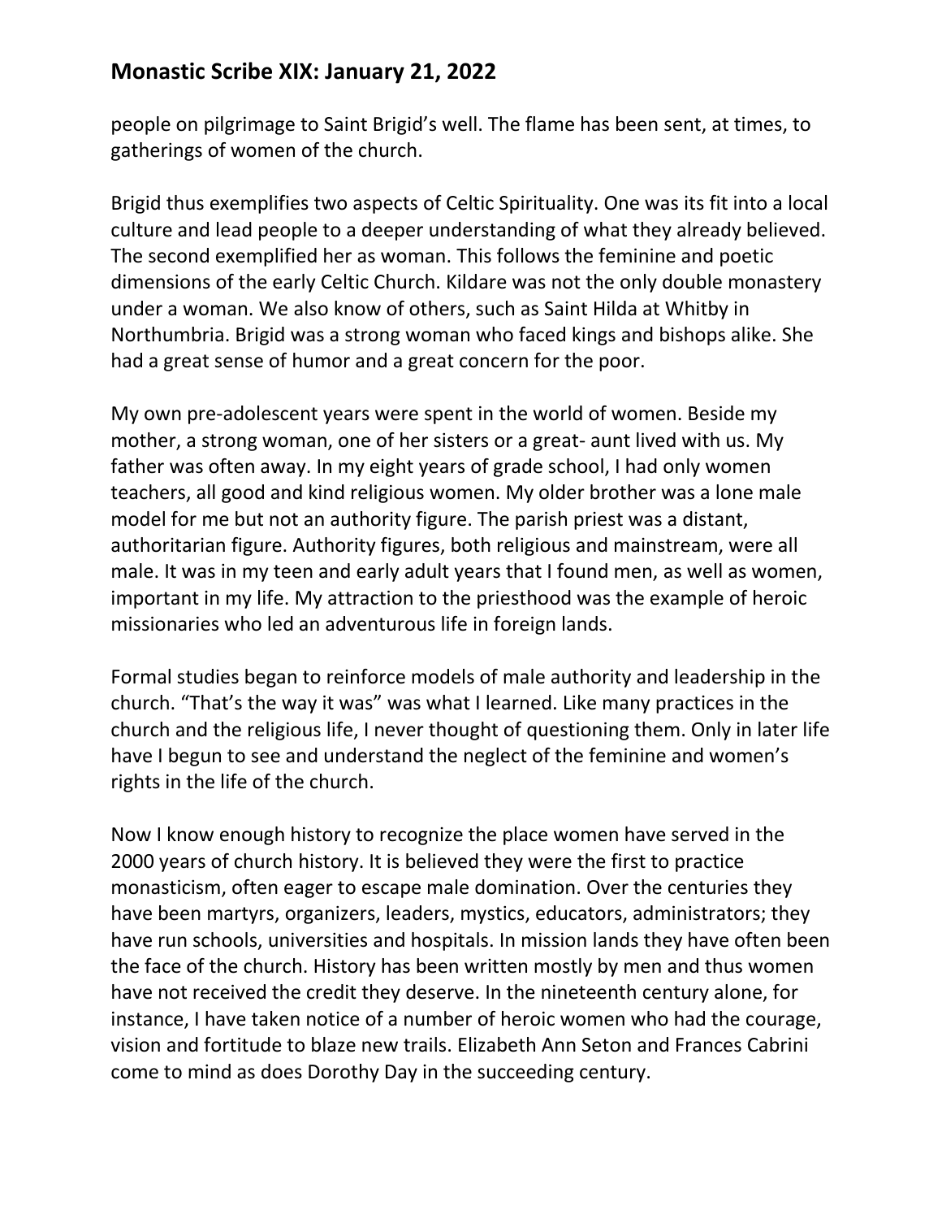people on pilgrimage to Saint Brigid's well. The flame has been sent, at times, to gatherings of women of the church.

Brigid thus exemplifies two aspects of Celtic Spirituality. One was its fit into a local culture and lead people to a deeper understanding of what they already believed. The second exemplified her as woman. This follows the feminine and poetic dimensions of the early Celtic Church. Kildare was not the only double monastery under a woman. We also know of others, such as Saint Hilda at Whitby in Northumbria. Brigid was a strong woman who faced kings and bishops alike. She had a great sense of humor and a great concern for the poor.

My own pre-adolescent years were spent in the world of women. Beside my mother, a strong woman, one of her sisters or a great- aunt lived with us. My father was often away. In my eight years of grade school, I had only women teachers, all good and kind religious women. My older brother was a lone male model for me but not an authority figure. The parish priest was a distant, authoritarian figure. Authority figures, both religious and mainstream, were all male. It was in my teen and early adult years that I found men, as well as women, important in my life. My attraction to the priesthood was the example of heroic missionaries who led an adventurous life in foreign lands.

Formal studies began to reinforce models of male authority and leadership in the church. "That's the way it was" was what I learned. Like many practices in the church and the religious life, I never thought of questioning them. Only in later life have I begun to see and understand the neglect of the feminine and women's rights in the life of the church.

Now I know enough history to recognize the place women have served in the 2000 years of church history. It is believed they were the first to practice monasticism, often eager to escape male domination. Over the centuries they have been martyrs, organizers, leaders, mystics, educators, administrators; they have run schools, universities and hospitals. In mission lands they have often been the face of the church. History has been written mostly by men and thus women have not received the credit they deserve. In the nineteenth century alone, for instance, I have taken notice of a number of heroic women who had the courage, vision and fortitude to blaze new trails. Elizabeth Ann Seton and Frances Cabrini come to mind as does Dorothy Day in the succeeding century.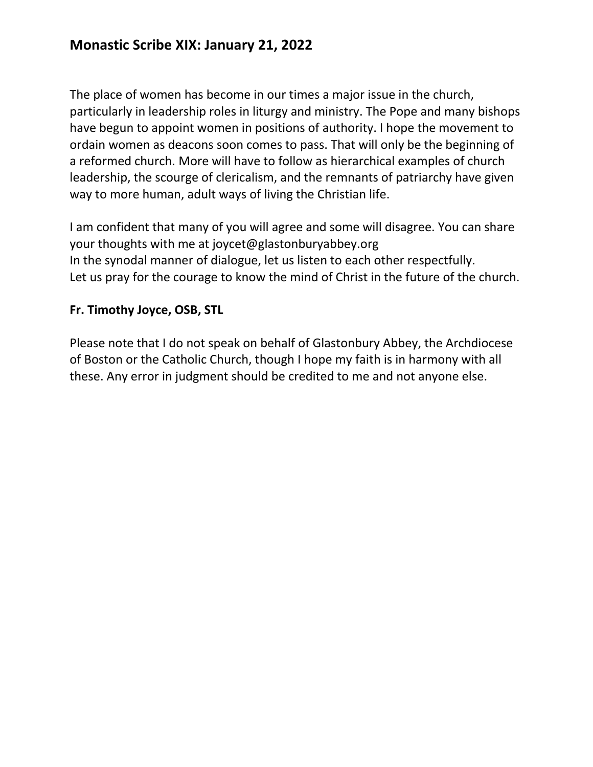## Monastic Scribe XIX: January 21, 2022

The place of women has become in our times a major issue in the church, particularly in leadership roles in liturgy and ministry. The Pope and many bishops have begun to appoint women in positions of authority. I hope the movement to ordain women as deacons soon comes to pass. That will only be the beginning of a reformed church. More will have to follow as hierarchical examples of church leadership, the scourge of clericalism, and the remnants of patriarchy have given way to more human, adult ways of living the Christian life.

I am confident that many of you will agree and some will disagree. You can share your thoughts with me at joycet@glastonburyabbey.org
In the synodal manner of dialogue, let us listen to each other respectfully.
Let us pray for the courage to know the mind of Christ in the future of the church.

**Fr. Timothy Joyce, OSB, STL**

Please note that I do not speak on behalf of Glastonbury Abbey, the Archdiocese of Boston or the Catholic Church, though I hope my faith is in harmony with all these. Any error in judgment should be credited to me and not anyone else.